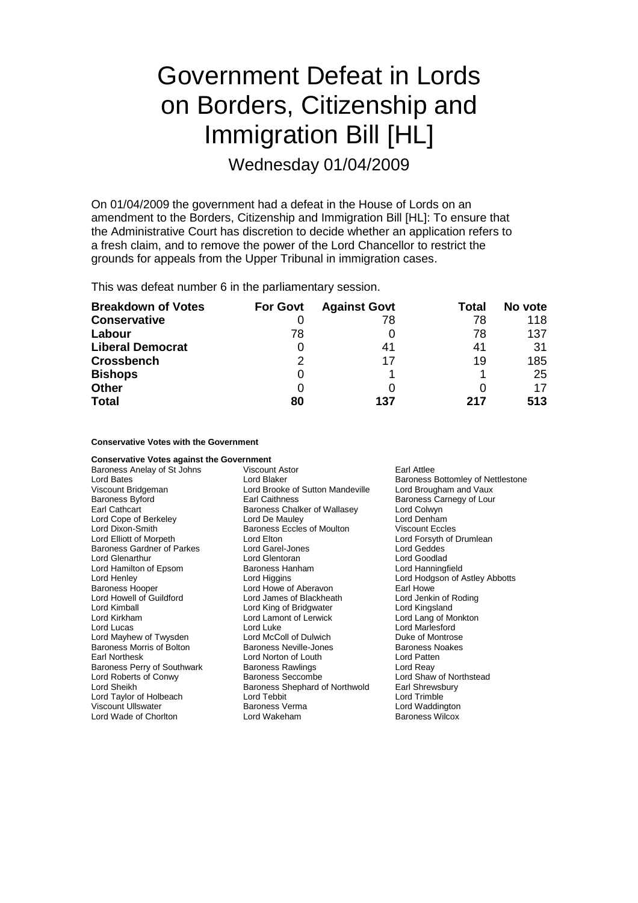# Government Defeat in Lords on Borders, Citizenship and Immigration Bill [HL]

## Wednesday 01/04/2009

On 01/04/2009 the government had a defeat in the House of Lords on an amendment to the Borders, Citizenship and Immigration Bill [HL]: To ensure that the Administrative Court has discretion to decide whether an application refers to a fresh claim, and to remove the power of the Lord Chancellor to restrict the grounds for appeals from the Upper Tribunal in immigration cases.

This was defeat number 6 in the parliamentary session.

| Breakdown of Votes | For Govt | Against Govt | Total | No vote |
|---|---|---|---|---|
| **Conservative** | 0 | 78 | 78 | 118 |
| **Labour** | 78 | 0 | 78 | 137 |
| **Liberal Democrat** | 0 | 41 | 41 | 31 |
| **Crossbench** | 2 | 17 | 19 | 185 |
| **Bishops** | 0 | 1 | 1 | 25 |
| **Other** | 0 | 0 | 0 | 17 |
| **Total** | **80** | **137** | **217** | **513** |

**Conservative Votes with the Government**

**Conservative Votes against the Government**

| | | |
|---|---|---|
| Baroness Anelay of St Johns | Viscount Astor | Earl Attlee |
| Lord Bates | Lord Blaker | Baroness Bottomley of Nettlestone |
| Viscount Bridgeman | Lord Brooke of Sutton Mandeville | Lord Brougham and Vaux |
| Baroness Byford | Earl Caithness | Baroness Carnegy of Lour |
| Earl Cathcart | Baroness Chalker of Wallasey | Lord Colwyn |
| Lord Cope of Berkeley | Lord De Mauley | Lord Denham |
| Lord Dixon-Smith | Baroness Eccles of Moulton | Viscount Eccles |
| Lord Elliott of Morpeth | Lord Elton | Lord Forsyth of Drumlean |
| Baroness Gardner of Parkes | Lord Garel-Jones | Lord Geddes |
| Lord Glenarthur | Lord Glentoran | Lord Goodlad |
| Lord Hamilton of Epsom | Baroness Hanham | Lord Hanningfield |
| Lord Henley | Lord Higgins | Lord Hodgson of Astley Abbotts |
| Baroness Hooper | Lord Howe of Aberavon | Earl Howe |
| Lord Howell of Guildford | Lord James of Blackheath | Lord Jenkin of Roding |
| Lord Kimball | Lord King of Bridgwater | Lord Kingsland |
| Lord Kirkham | Lord Lamont of Lerwick | Lord Lang of Monkton |
| Lord Lucas | Lord Luke | Lord Marlesford |
| Lord Mayhew of Twysden | Lord McColl of Dulwich | Duke of Montrose |
| Baroness Morris of Bolton | Baroness Neville-Jones | Baroness Noakes |
| Earl Northesk | Lord Norton of Louth | Lord Patten |
| Baroness Perry of Southwark | Baroness Rawlings | Lord Reay |
| Lord Roberts of Conwy | Baroness Seccombe | Lord Shaw of Northstead |
| Lord Sheikh | Baroness Shephard of Northwold | Earl Shrewsbury |
| Lord Taylor of Holbeach | Lord Tebbit | Lord Trimble |
| Viscount Ullswater | Baroness Verma | Lord Waddington |
| Lord Wade of Chorlton | Lord Wakeham | Baroness Wilcox |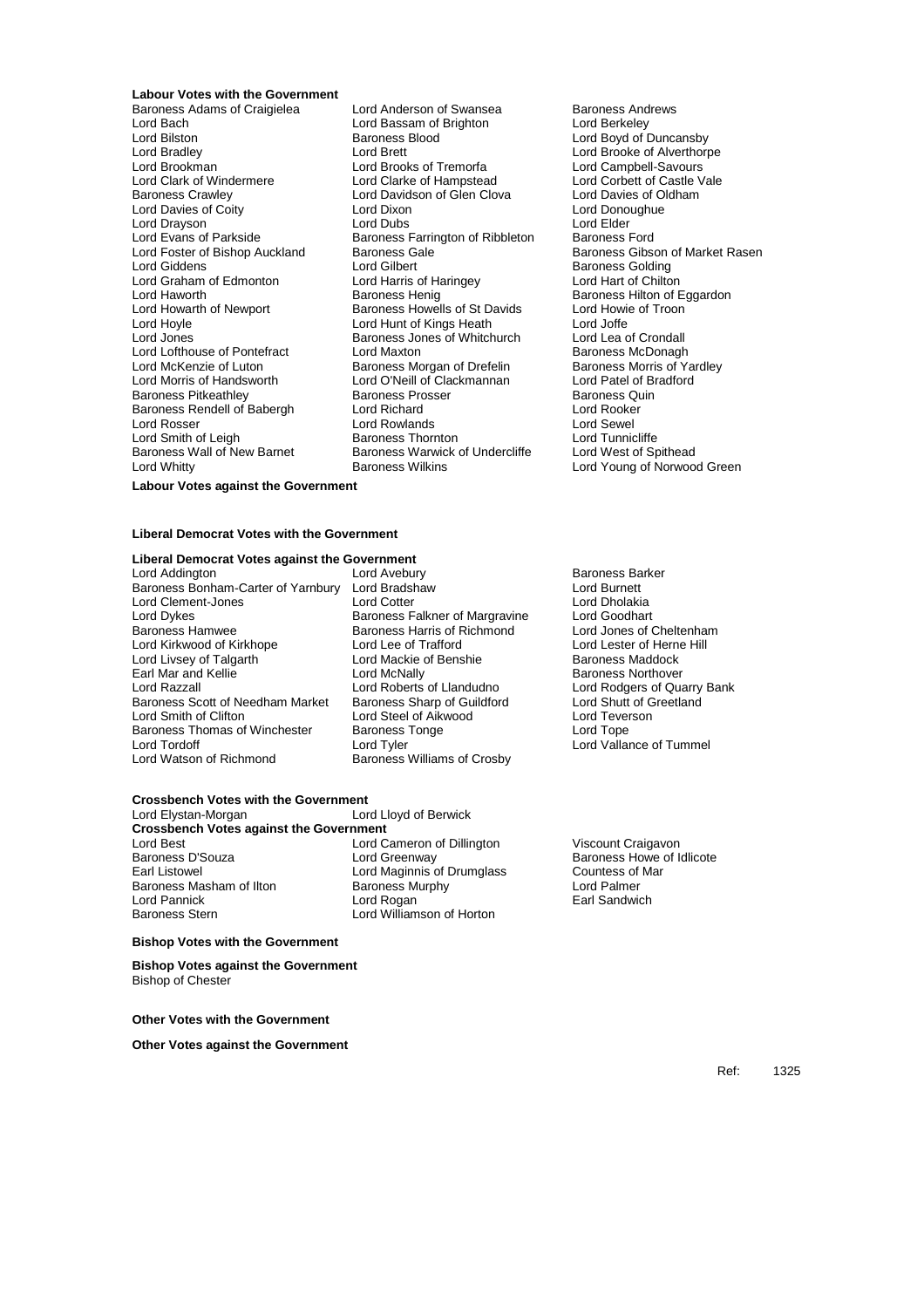**Labour Votes with the Government**

Baroness Adams of Craigielea
Lord Bach
Lord Bilston
Lord Bradley
Lord Brookman
Lord Clark of Windermere
Baroness Crawley
Lord Davies of Coity
Lord Drayson
Lord Evans of Parkside
Lord Foster of Bishop Auckland
Lord Giddens
Lord Graham of Edmonton
Lord Haworth
Lord Howarth of Newport
Lord Hoyle
Lord Jones
Lord Lofthouse of Pontefract
Lord McKenzie of Luton
Lord Morris of Handsworth
Baroness Pitkeathley
Baroness Rendell of Babergh
Lord Rosser
Lord Smith of Leigh
Baroness Wall of New Barnet
Lord Whitty
Lord Anderson of Swansea
Lord Bassam of Brighton
Baroness Blood
Lord Brett
Lord Brooks of Tremorfa
Lord Clarke of Hampstead
Lord Davidson of Glen Clova
Lord Dixon
Lord Dubs
Baroness Farrington of Ribbleton
Baroness Gale
Lord Gilbert
Lord Harris of Haringey
Baroness Henig
Baroness Howells of St Davids
Lord Hunt of Kings Heath
Baroness Jones of Whitchurch
Lord Maxton
Baroness Morgan of Drefelin
Lord O'Neill of Clackmannan
Baroness Prosser
Lord Richard
Lord Rowlands
Baroness Thornton
Baroness Warwick of Undercliffe
Baroness Wilkins
Baroness Andrews
Lord Berkeley
Lord Boyd of Duncansby
Lord Brooke of Alverthorpe
Lord Campbell-Savours
Lord Corbett of Castle Vale
Lord Davies of Oldham
Lord Donoughue
Lord Elder
Baroness Ford
Baroness Gibson of Market Rasen
Baroness Golding
Lord Hart of Chilton
Baroness Hilton of Eggardon
Lord Howie of Troon
Lord Joffe
Lord Lea of Crondall
Baroness McDonagh
Baroness Morris of Yardley
Lord Patel of Bradford
Baroness Quin
Lord Rooker
Lord Sewel
Lord Tunnicliffe
Lord West of Spithead
Lord Young of Norwood Green

**Labour Votes against the Government**

**Liberal Democrat Votes with the Government**

**Liberal Democrat Votes against the Government**

Lord Addington
Baroness Bonham-Carter of Yarnbury
Lord Clement-Jones
Lord Dykes
Baroness Hamwee
Lord Kirkwood of Kirkhope
Lord Livsey of Talgarth
Earl Mar and Kellie
Lord Razzall
Baroness Scott of Needham Market
Lord Smith of Clifton
Baroness Thomas of Winchester
Lord Tordoff
Lord Watson of Richmond
Lord Avebury
Lord Bradshaw
Lord Cotter
Baroness Falkner of Margravine
Baroness Harris of Richmond
Lord Lee of Trafford
Lord Mackie of Benshie
Lord McNally
Lord Roberts of Llandudno
Baroness Sharp of Guildford
Lord Steel of Aikwood
Baroness Tonge
Lord Tyler
Baroness Williams of Crosby
Baroness Barker
Lord Burnett
Lord Dholakia
Lord Goodhart
Lord Jones of Cheltenham
Lord Lester of Herne Hill
Baroness Maddock
Baroness Northover
Lord Rodgers of Quarry Bank
Lord Shutt of Greetland
Lord Teverson
Lord Tope
Lord Vallance of Tummel

**Crossbench Votes with the Government**

Lord Elystan-Morgan
Lord Lloyd of Berwick

**Crossbench Votes against the Government**

Lord Best
Baroness D'Souza
Earl Listowel
Baroness Masham of Ilton
Lord Pannick
Baroness Stern
Lord Cameron of Dillington
Lord Greenway
Lord Maginnis of Drumglass
Baroness Murphy
Lord Rogan
Lord Williamson of Horton
Viscount Craigavon
Baroness Howe of Idlicote
Countess of Mar
Lord Palmer
Earl Sandwich

**Bishop Votes with the Government**

**Bishop Votes against the Government**

Bishop of Chester

**Other Votes with the Government**

**Other Votes against the Government**

Ref: 1325